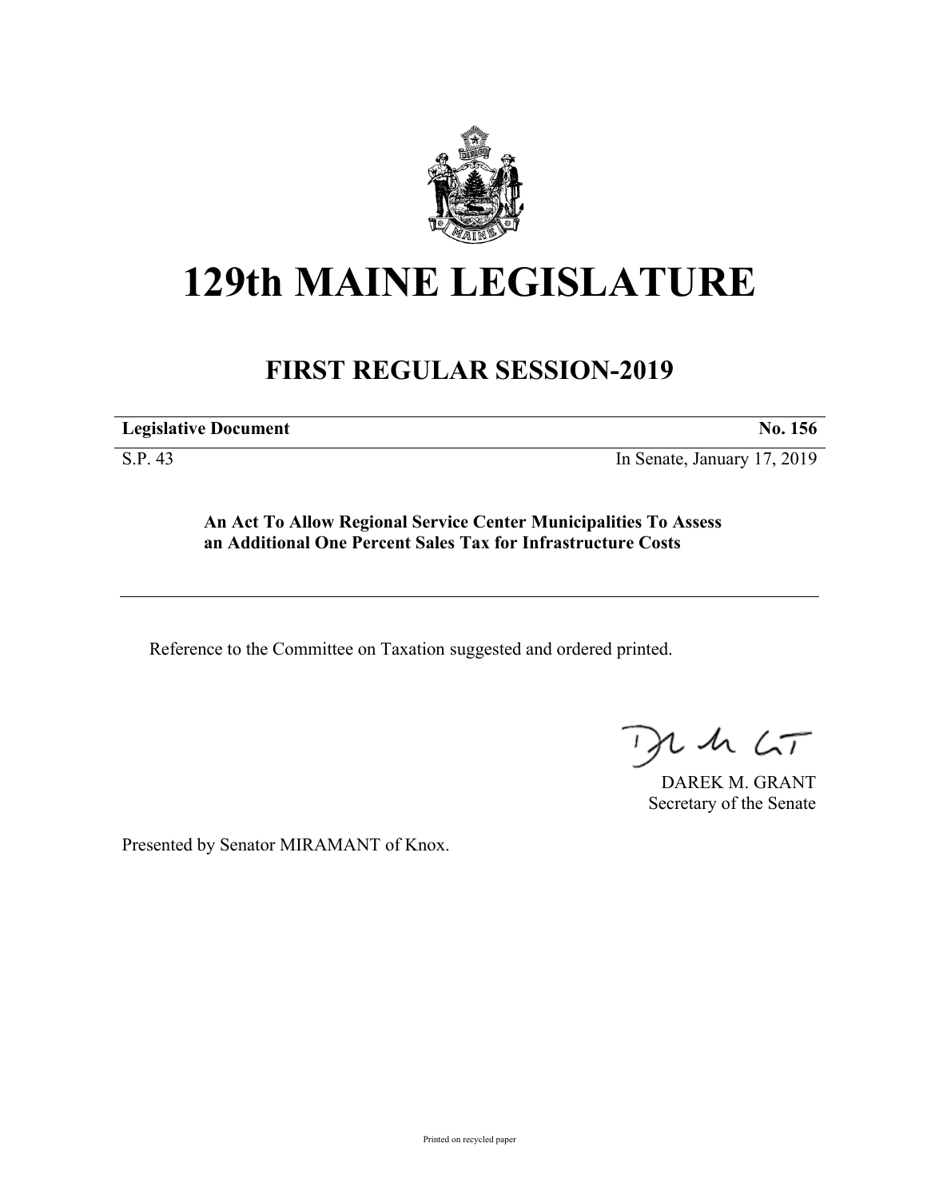# 129th MAINE LEGISLATURE

## FIRST REGULAR SESSION-2019

**Legislative Document** **No. 156**

S.P. 43 In Senate, January 17, 2019

**An Act To Allow Regional Service Center Municipalities To Assess an Additional One Percent Sales Tax for Infrastructure Costs**

---

Reference to the Committee on Taxation suggested and ordered printed.

DAREK M. GRANT
Secretary of the Senate

Presented by Senator MIRAMANT of Knox.

Printed on recycled paper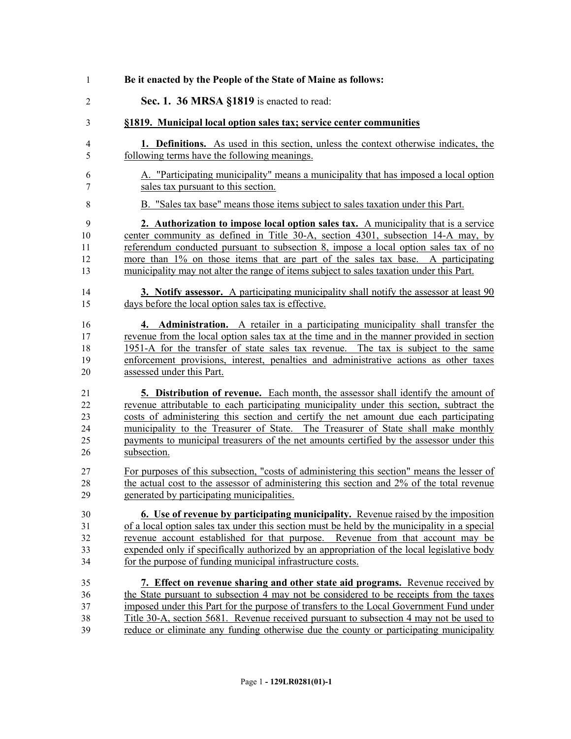**Be it enacted by the People of the State of Maine as follows:**

**Sec. 1. 36 MRSA §1819** is enacted to read:

**§1819. Municipal local option sales tax; service center communities**

**1. Definitions.** As used in this section, unless the context otherwise indicates, the following terms have the following meanings.

A. "Participating municipality" means a municipality that has imposed a local option sales tax pursuant to this section.

B. "Sales tax base" means those items subject to sales taxation under this Part.

**2. Authorization to impose local option sales tax.** A municipality that is a service center community as defined in Title 30-A, section 4301, subsection 14-A may, by referendum conducted pursuant to subsection 8, impose a local option sales tax of no more than 1% on those items that are part of the sales tax base. A participating municipality may not alter the range of items subject to sales taxation under this Part.

**3. Notify assessor.** A participating municipality shall notify the assessor at least 90 days before the local option sales tax is effective.

**4. Administration.** A retailer in a participating municipality shall transfer the revenue from the local option sales tax at the time and in the manner provided in section 1951-A for the transfer of state sales tax revenue. The tax is subject to the same enforcement provisions, interest, penalties and administrative actions as other taxes assessed under this Part.

**5. Distribution of revenue.** Each month, the assessor shall identify the amount of revenue attributable to each participating municipality under this section, subtract the costs of administering this section and certify the net amount due each participating municipality to the Treasurer of State. The Treasurer of State shall make monthly payments to municipal treasurers of the net amounts certified by the assessor under this subsection.

For purposes of this subsection, "costs of administering this section" means the lesser of the actual cost to the assessor of administering this section and 2% of the total revenue generated by participating municipalities.

**6. Use of revenue by participating municipality.** Revenue raised by the imposition of a local option sales tax under this section must be held by the municipality in a special revenue account established for that purpose. Revenue from that account may be expended only if specifically authorized by an appropriation of the local legislative body for the purpose of funding municipal infrastructure costs.

**7. Effect on revenue sharing and other state aid programs.** Revenue received by the State pursuant to subsection 4 may not be considered to be receipts from the taxes imposed under this Part for the purpose of transfers to the Local Government Fund under Title 30-A, section 5681. Revenue received pursuant to subsection 4 may not be used to reduce or eliminate any funding otherwise due the county or participating municipality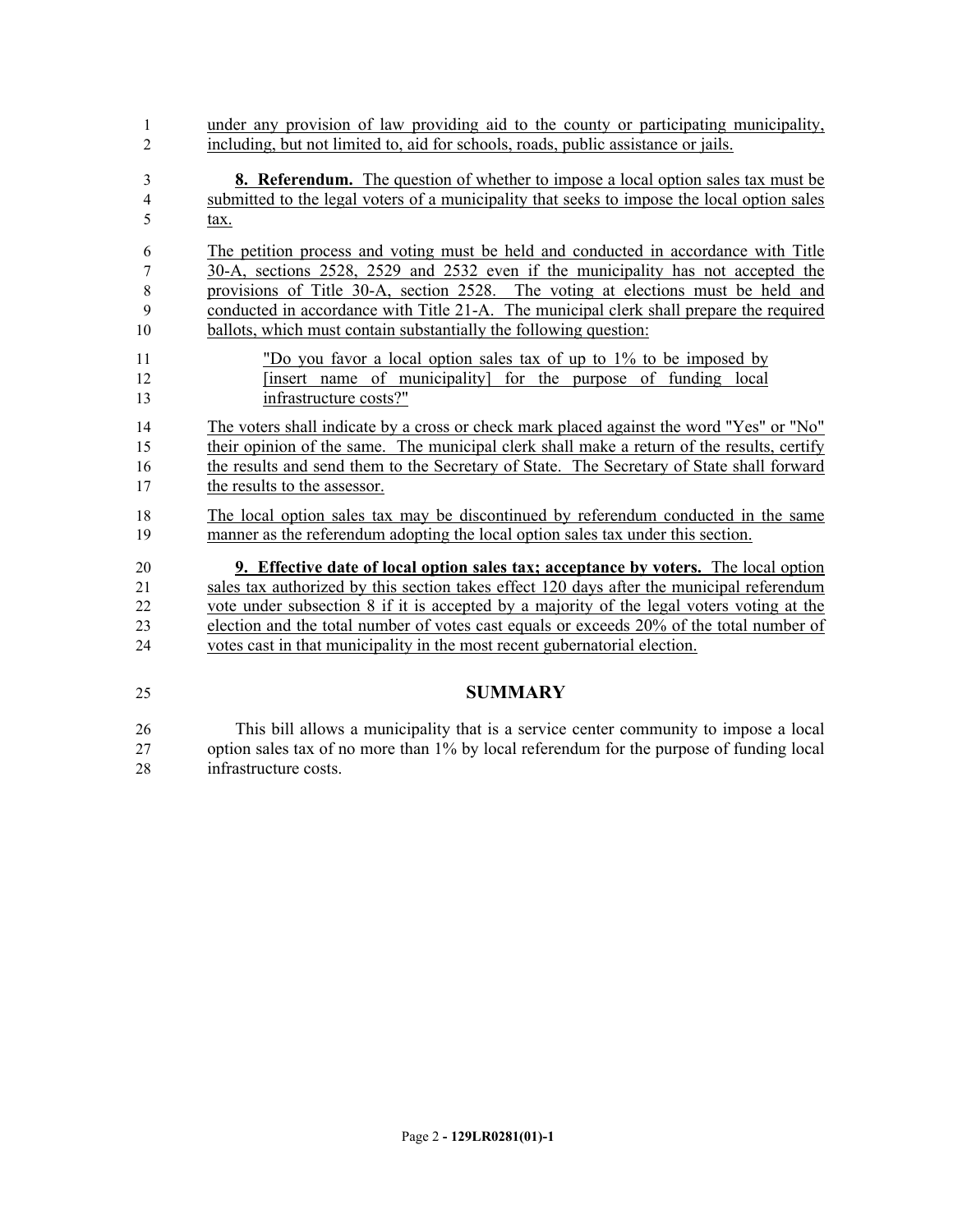under any provision of law providing aid to the county or participating municipality, including, but not limited to, aid for schools, roads, public assistance or jails.

**8. Referendum.** The question of whether to impose a local option sales tax must be submitted to the legal voters of a municipality that seeks to impose the local option sales tax.

The petition process and voting must be held and conducted in accordance with Title 30-A, sections 2528, 2529 and 2532 even if the municipality has not accepted the provisions of Title 30-A, section 2528. The voting at elections must be held and conducted in accordance with Title 21-A. The municipal clerk shall prepare the required ballots, which must contain substantially the following question:

> "Do you favor a local option sales tax of up to 1% to be imposed by [insert name of municipality] for the purpose of funding local infrastructure costs?"

The voters shall indicate by a cross or check mark placed against the word "Yes" or "No" their opinion of the same. The municipal clerk shall make a return of the results, certify the results and send them to the Secretary of State. The Secretary of State shall forward the results to the assessor.

The local option sales tax may be discontinued by referendum conducted in the same manner as the referendum adopting the local option sales tax under this section.

**9. Effective date of local option sales tax; acceptance by voters.** The local option sales tax authorized by this section takes effect 120 days after the municipal referendum vote under subsection 8 if it is accepted by a majority of the legal voters voting at the election and the total number of votes cast equals or exceeds 20% of the total number of votes cast in that municipality in the most recent gubernatorial election.

## SUMMARY

This bill allows a municipality that is a service center community to impose a local option sales tax of no more than 1% by local referendum for the purpose of funding local infrastructure costs.